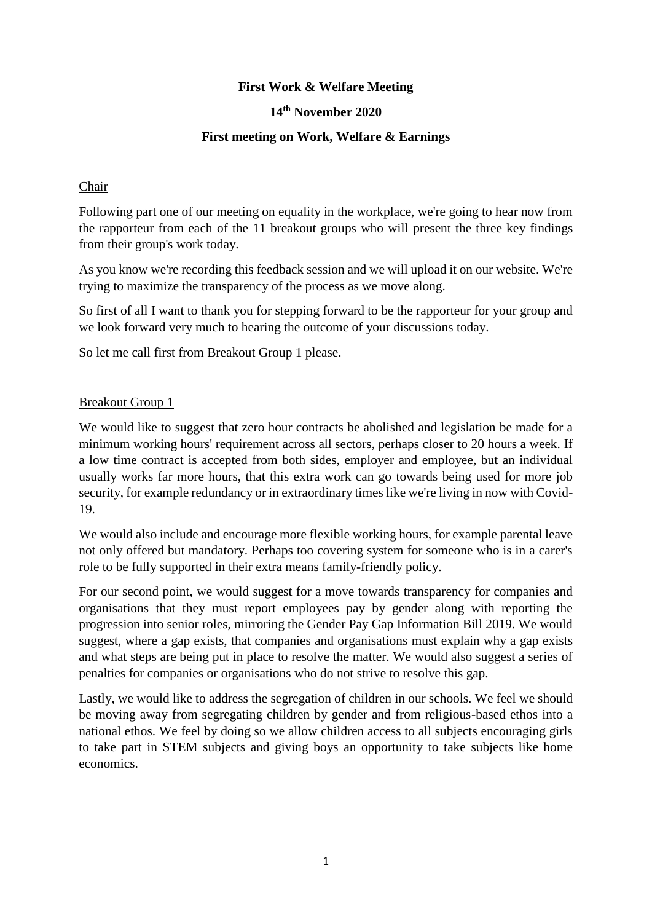**First Work & Welfare Meeting**

**14th November 2020**

**First meeting on Work, Welfare & Earnings**

Chair

Following part one of our meeting on equality in the workplace, we're going to hear now from the rapporteur from each of the 11 breakout groups who will present the three key findings from their group's work today.

As you know we're recording this feedback session and we will upload it on our website. We're trying to maximize the transparency of the process as we move along.

So first of all I want to thank you for stepping forward to be the rapporteur for your group and we look forward very much to hearing the outcome of your discussions today.

So let me call first from Breakout Group 1 please.

Breakout Group 1

We would like to suggest that zero hour contracts be abolished and legislation be made for a minimum working hours' requirement across all sectors, perhaps closer to 20 hours a week. If a low time contract is accepted from both sides, employer and employee, but an individual usually works far more hours, that this extra work can go towards being used for more job security, for example redundancy or in extraordinary times like we're living in now with Covid-19.

We would also include and encourage more flexible working hours, for example parental leave not only offered but mandatory. Perhaps too covering system for someone who is in a carer's role to be fully supported in their extra means family-friendly policy.

For our second point, we would suggest for a move towards transparency for companies and organisations that they must report employees pay by gender along with reporting the progression into senior roles, mirroring the Gender Pay Gap Information Bill 2019. We would suggest, where a gap exists, that companies and organisations must explain why a gap exists and what steps are being put in place to resolve the matter. We would also suggest a series of penalties for companies or organisations who do not strive to resolve this gap.

Lastly, we would like to address the segregation of children in our schools. We feel we should be moving away from segregating children by gender and from religious-based ethos into a national ethos. We feel by doing so we allow children access to all subjects encouraging girls to take part in STEM subjects and giving boys an opportunity to take subjects like home economics.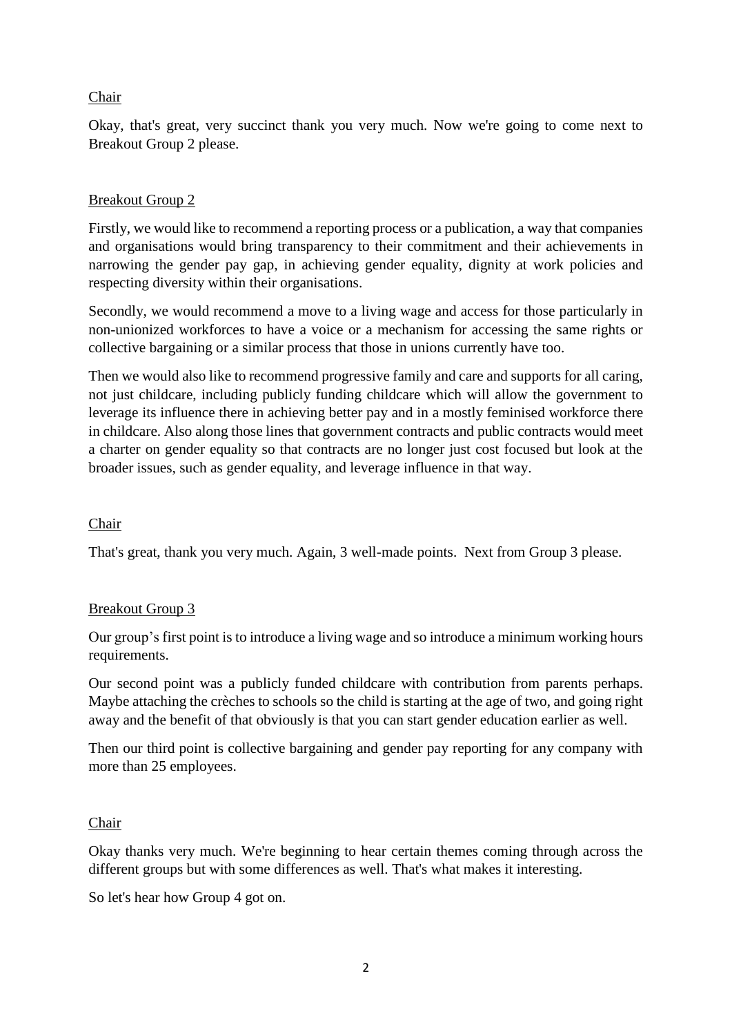<u>Chair</u>

Okay, that's great, very succinct thank you very much. Now we're going to come next to Breakout Group 2 please.

<u>Breakout Group 2</u>

Firstly, we would like to recommend a reporting process or a publication, a way that companies and organisations would bring transparency to their commitment and their achievements in narrowing the gender pay gap, in achieving gender equality, dignity at work policies and respecting diversity within their organisations.

Secondly, we would recommend a move to a living wage and access for those particularly in non-unionized workforces to have a voice or a mechanism for accessing the same rights or collective bargaining or a similar process that those in unions currently have too.

Then we would also like to recommend progressive family and care and supports for all caring, not just childcare, including publicly funding childcare which will allow the government to leverage its influence there in achieving better pay and in a mostly feminised workforce there in childcare. Also along those lines that government contracts and public contracts would meet a charter on gender equality so that contracts are no longer just cost focused but look at the broader issues, such as gender equality, and leverage influence in that way.

<u>Chair</u>

That's great, thank you very much. Again, 3 well-made points. Next from Group 3 please.

<u>Breakout Group 3</u>

Our group's first point is to introduce a living wage and so introduce a minimum working hours requirements.

Our second point was a publicly funded childcare with contribution from parents perhaps. Maybe attaching the crèches to schools so the child is starting at the age of two, and going right away and the benefit of that obviously is that you can start gender education earlier as well.

Then our third point is collective bargaining and gender pay reporting for any company with more than 25 employees.

<u>Chair</u>

Okay thanks very much. We're beginning to hear certain themes coming through across the different groups but with some differences as well. That's what makes it interesting.

So let's hear how Group 4 got on.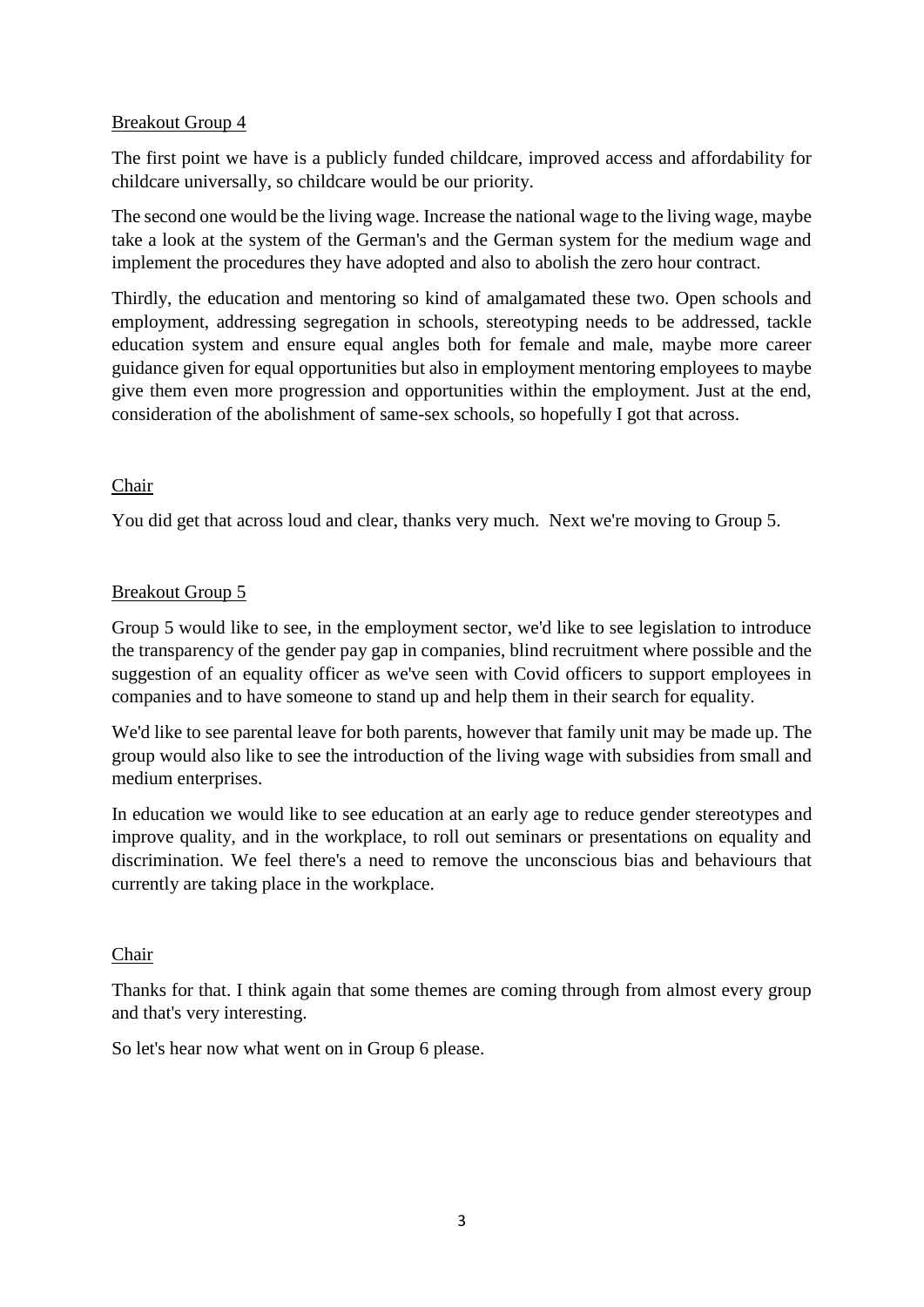Breakout Group 4

The first point we have is a publicly funded childcare, improved access and affordability for childcare universally, so childcare would be our priority.

The second one would be the living wage. Increase the national wage to the living wage, maybe take a look at the system of the German's and the German system for the medium wage and implement the procedures they have adopted and also to abolish the zero hour contract.

Thirdly, the education and mentoring so kind of amalgamated these two. Open schools and employment, addressing segregation in schools, stereotyping needs to be addressed, tackle education system and ensure equal angles both for female and male, maybe more career guidance given for equal opportunities but also in employment mentoring employees to maybe give them even more progression and opportunities within the employment. Just at the end, consideration of the abolishment of same-sex schools, so hopefully I got that across.

Chair

You did get that across loud and clear, thanks very much. Next we're moving to Group 5.

Breakout Group 5

Group 5 would like to see, in the employment sector, we'd like to see legislation to introduce the transparency of the gender pay gap in companies, blind recruitment where possible and the suggestion of an equality officer as we've seen with Covid officers to support employees in companies and to have someone to stand up and help them in their search for equality.

We'd like to see parental leave for both parents, however that family unit may be made up. The group would also like to see the introduction of the living wage with subsidies from small and medium enterprises.

In education we would like to see education at an early age to reduce gender stereotypes and improve quality, and in the workplace, to roll out seminars or presentations on equality and discrimination. We feel there's a need to remove the unconscious bias and behaviours that currently are taking place in the workplace.

Chair

Thanks for that. I think again that some themes are coming through from almost every group and that's very interesting.

So let's hear now what went on in Group 6 please.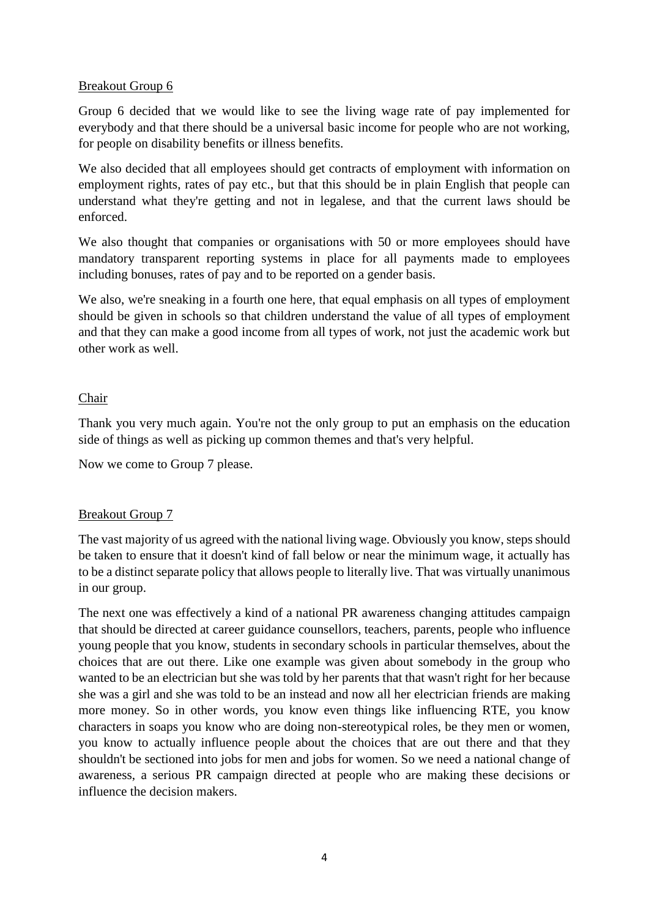Breakout Group 6

Group 6 decided that we would like to see the living wage rate of pay implemented for everybody and that there should be a universal basic income for people who are not working, for people on disability benefits or illness benefits.

We also decided that all employees should get contracts of employment with information on employment rights, rates of pay etc., but that this should be in plain English that people can understand what they're getting and not in legalese, and that the current laws should be enforced.

We also thought that companies or organisations with 50 or more employees should have mandatory transparent reporting systems in place for all payments made to employees including bonuses, rates of pay and to be reported on a gender basis.

We also, we're sneaking in a fourth one here, that equal emphasis on all types of employment should be given in schools so that children understand the value of all types of employment and that they can make a good income from all types of work, not just the academic work but other work as well.

Chair

Thank you very much again. You're not the only group to put an emphasis on the education side of things as well as picking up common themes and that's very helpful.

Now we come to Group 7 please.

Breakout Group 7

The vast majority of us agreed with the national living wage. Obviously you know, steps should be taken to ensure that it doesn't kind of fall below or near the minimum wage, it actually has to be a distinct separate policy that allows people to literally live. That was virtually unanimous in our group.

The next one was effectively a kind of a national PR awareness changing attitudes campaign that should be directed at career guidance counsellors, teachers, parents, people who influence young people that you know, students in secondary schools in particular themselves, about the choices that are out there. Like one example was given about somebody in the group who wanted to be an electrician but she was told by her parents that that wasn't right for her because she was a girl and she was told to be an instead and now all her electrician friends are making more money. So in other words, you know even things like influencing RTE, you know characters in soaps you know who are doing non-stereotypical roles, be they men or women, you know to actually influence people about the choices that are out there and that they shouldn't be sectioned into jobs for men and jobs for women. So we need a national change of awareness, a serious PR campaign directed at people who are making these decisions or influence the decision makers.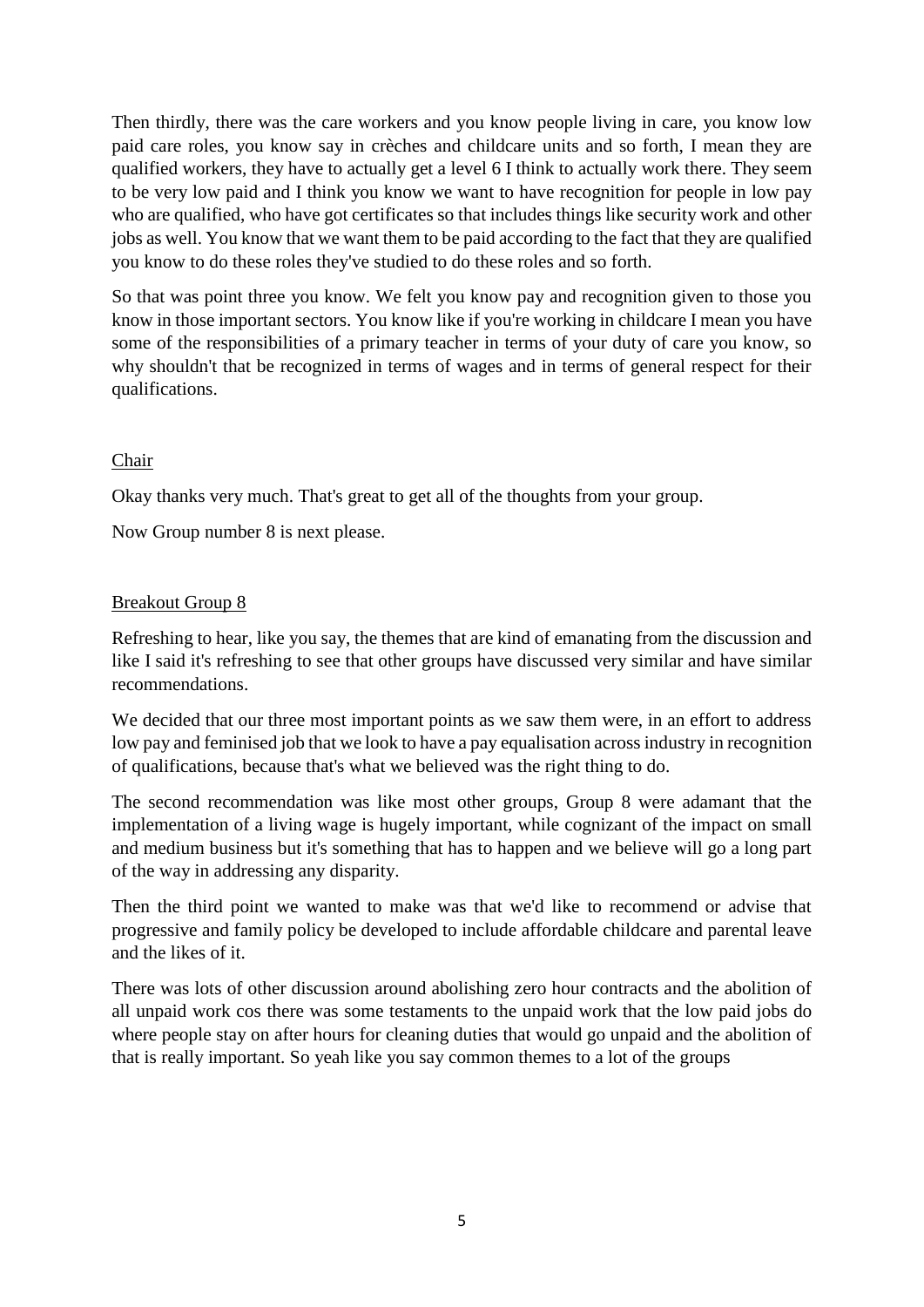Then thirdly, there was the care workers and you know people living in care, you know low paid care roles, you know say in crèches and childcare units and so forth, I mean they are qualified workers, they have to actually get a level 6 I think to actually work there. They seem to be very low paid and I think you know we want to have recognition for people in low pay who are qualified, who have got certificates so that includes things like security work and other jobs as well. You know that we want them to be paid according to the fact that they are qualified you know to do these roles they've studied to do these roles and so forth.

So that was point three you know. We felt you know pay and recognition given to those you know in those important sectors. You know like if you're working in childcare I mean you have some of the responsibilities of a primary teacher in terms of your duty of care you know, so why shouldn't that be recognized in terms of wages and in terms of general respect for their qualifications.

<u>Chair</u>

Okay thanks very much. That's great to get all of the thoughts from your group.

Now Group number 8 is next please.

<u>Breakout Group 8</u>

Refreshing to hear, like you say, the themes that are kind of emanating from the discussion and like I said it's refreshing to see that other groups have discussed very similar and have similar recommendations.

We decided that our three most important points as we saw them were, in an effort to address low pay and feminised job that we look to have a pay equalisation across industry in recognition of qualifications, because that's what we believed was the right thing to do.

The second recommendation was like most other groups, Group 8 were adamant that the implementation of a living wage is hugely important, while cognizant of the impact on small and medium business but it's something that has to happen and we believe will go a long part of the way in addressing any disparity.

Then the third point we wanted to make was that we'd like to recommend or advise that progressive and family policy be developed to include affordable childcare and parental leave and the likes of it.

There was lots of other discussion around abolishing zero hour contracts and the abolition of all unpaid work cos there was some testaments to the unpaid work that the low paid jobs do where people stay on after hours for cleaning duties that would go unpaid and the abolition of that is really important. So yeah like you say common themes to a lot of the groups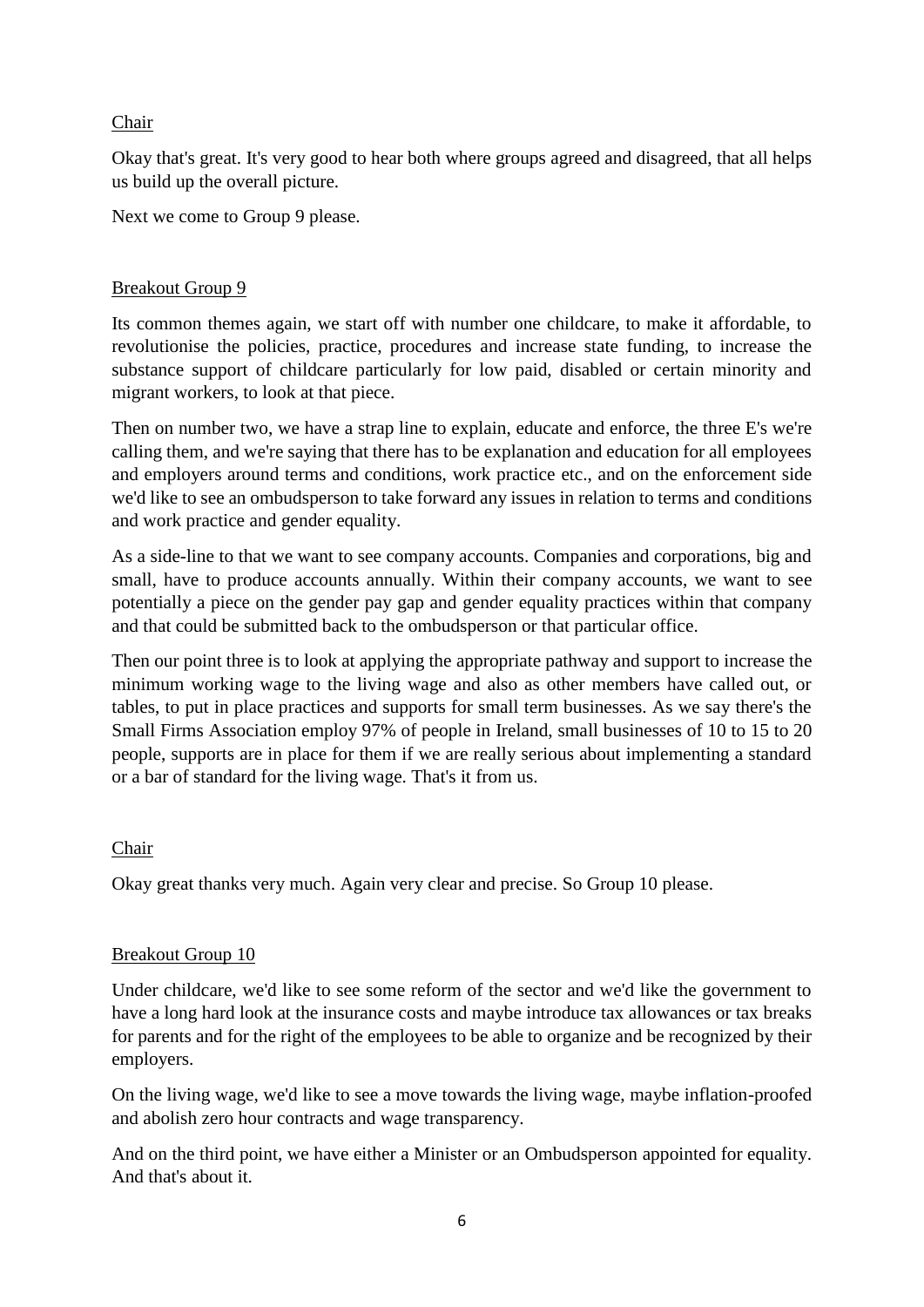Chair

Okay that's great. It's very good to hear both where groups agreed and disagreed, that all helps us build up the overall picture.

Next we come to Group 9 please.

Breakout Group 9

Its common themes again, we start off with number one childcare, to make it affordable, to revolutionise the policies, practice, procedures and increase state funding, to increase the substance support of childcare particularly for low paid, disabled or certain minority and migrant workers, to look at that piece.

Then on number two, we have a strap line to explain, educate and enforce, the three E's we're calling them, and we're saying that there has to be explanation and education for all employees and employers around terms and conditions, work practice etc., and on the enforcement side we'd like to see an ombudsperson to take forward any issues in relation to terms and conditions and work practice and gender equality.

As a side-line to that we want to see company accounts. Companies and corporations, big and small, have to produce accounts annually. Within their company accounts, we want to see potentially a piece on the gender pay gap and gender equality practices within that company and that could be submitted back to the ombudsperson or that particular office.

Then our point three is to look at applying the appropriate pathway and support to increase the minimum working wage to the living wage and also as other members have called out, or tables, to put in place practices and supports for small term businesses. As we say there's the Small Firms Association employ 97% of people in Ireland, small businesses of 10 to 15 to 20 people, supports are in place for them if we are really serious about implementing a standard or a bar of standard for the living wage. That's it from us.

Chair

Okay great thanks very much. Again very clear and precise. So Group 10 please.

Breakout Group 10

Under childcare, we'd like to see some reform of the sector and we'd like the government to have a long hard look at the insurance costs and maybe introduce tax allowances or tax breaks for parents and for the right of the employees to be able to organize and be recognized by their employers.

On the living wage, we'd like to see a move towards the living wage, maybe inflation-proofed and abolish zero hour contracts and wage transparency.

And on the third point, we have either a Minister or an Ombudsperson appointed for equality. And that's about it.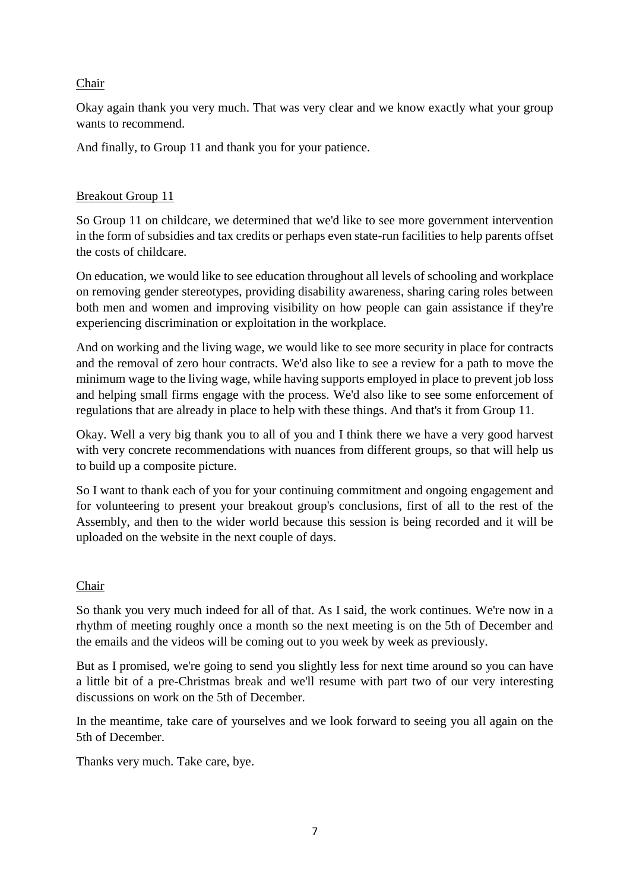Chair

Okay again thank you very much. That was very clear and we know exactly what your group wants to recommend.

And finally, to Group 11 and thank you for your patience.

Breakout Group 11

So Group 11 on childcare, we determined that we'd like to see more government intervention in the form of subsidies and tax credits or perhaps even state-run facilities to help parents offset the costs of childcare.

On education, we would like to see education throughout all levels of schooling and workplace on removing gender stereotypes, providing disability awareness, sharing caring roles between both men and women and improving visibility on how people can gain assistance if they're experiencing discrimination or exploitation in the workplace.

And on working and the living wage, we would like to see more security in place for contracts and the removal of zero hour contracts. We'd also like to see a review for a path to move the minimum wage to the living wage, while having supports employed in place to prevent job loss and helping small firms engage with the process. We'd also like to see some enforcement of regulations that are already in place to help with these things. And that's it from Group 11.

Okay. Well a very big thank you to all of you and I think there we have a very good harvest with very concrete recommendations with nuances from different groups, so that will help us to build up a composite picture.

So I want to thank each of you for your continuing commitment and ongoing engagement and for volunteering to present your breakout group's conclusions, first of all to the rest of the Assembly, and then to the wider world because this session is being recorded and it will be uploaded on the website in the next couple of days.

Chair

So thank you very much indeed for all of that. As I said, the work continues. We're now in a rhythm of meeting roughly once a month so the next meeting is on the 5th of December and the emails and the videos will be coming out to you week by week as previously.

But as I promised, we're going to send you slightly less for next time around so you can have a little bit of a pre-Christmas break and we'll resume with part two of our very interesting discussions on work on the 5th of December.

In the meantime, take care of yourselves and we look forward to seeing you all again on the 5th of December.

Thanks very much. Take care, bye.